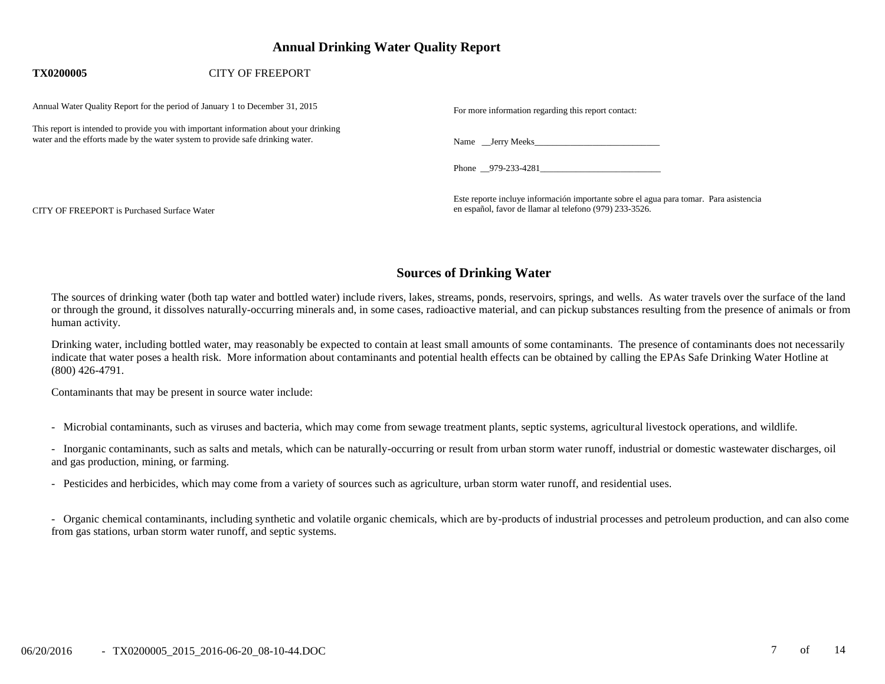# Annual Drinking Water Quality Report

**TX0200005** CITY OF FREEPORT

Annual Water Quality Report for the period of January 1 to December 31, 2015

This report is intended to provide you with important information about your drinking water and the efforts made by the water system to provide safe drinking water.

CITY OF FREEPORT is Purchased Surface Water

For more information regarding this report contact:

Name __Jerry Meeks____________________________

Phone __979-233-4281___________________________

Este reporte incluye información importante sobre el agua para tomar. Para asistencia en español, favor de llamar al telefono (979) 233-3526.

## Sources of Drinking Water

The sources of drinking water (both tap water and bottled water) include rivers, lakes, streams, ponds, reservoirs, springs, and wells. As water travels over the surface of the land or through the ground, it dissolves naturally-occurring minerals and, in some cases, radioactive material, and can pickup substances resulting from the presence of animals or from human activity.

Drinking water, including bottled water, may reasonably be expected to contain at least small amounts of some contaminants. The presence of contaminants does not necessarily indicate that water poses a health risk. More information about contaminants and potential health effects can be obtained by calling the EPAs Safe Drinking Water Hotline at (800) 426-4791.

Contaminants that may be present in source water include:

- Microbial contaminants, such as viruses and bacteria, which may come from sewage treatment plants, septic systems, agricultural livestock operations, and wildlife.

- Inorganic contaminants, such as salts and metals, which can be naturally-occurring or result from urban storm water runoff, industrial or domestic wastewater discharges, oil and gas production, mining, or farming.

- Pesticides and herbicides, which may come from a variety of sources such as agriculture, urban storm water runoff, and residential uses.

- Organic chemical contaminants, including synthetic and volatile organic chemicals, which are by-products of industrial processes and petroleum production, and can also come from gas stations, urban storm water runoff, and septic systems.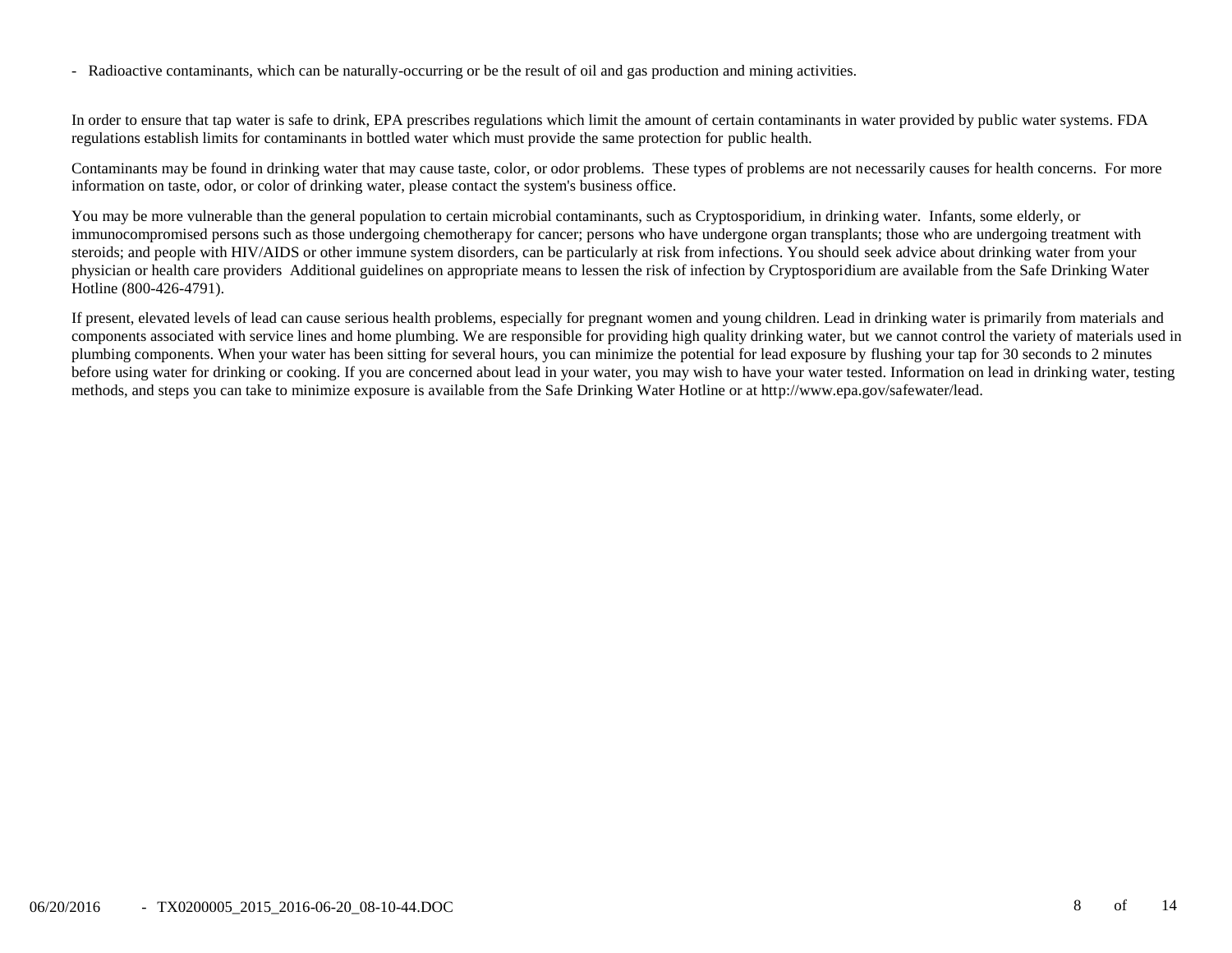- Radioactive contaminants, which can be naturally-occurring or be the result of oil and gas production and mining activities.

In order to ensure that tap water is safe to drink, EPA prescribes regulations which limit the amount of certain contaminants in water provided by public water systems. FDA regulations establish limits for contaminants in bottled water which must provide the same protection for public health.

Contaminants may be found in drinking water that may cause taste, color, or odor problems. These types of problems are not necessarily causes for health concerns. For more information on taste, odor, or color of drinking water, please contact the system's business office.

You may be more vulnerable than the general population to certain microbial contaminants, such as Cryptosporidium, in drinking water. Infants, some elderly, or immunocompromised persons such as those undergoing chemotherapy for cancer; persons who have undergone organ transplants; those who are undergoing treatment with steroids; and people with HIV/AIDS or other immune system disorders, can be particularly at risk from infections. You should seek advice about drinking water from your physician or health care providers Additional guidelines on appropriate means to lessen the risk of infection by Cryptosporidium are available from the Safe Drinking Water Hotline (800-426-4791).

If present, elevated levels of lead can cause serious health problems, especially for pregnant women and young children. Lead in drinking water is primarily from materials and components associated with service lines and home plumbing. We are responsible for providing high quality drinking water, but we cannot control the variety of materials used in plumbing components. When your water has been sitting for several hours, you can minimize the potential for lead exposure by flushing your tap for 30 seconds to 2 minutes before using water for drinking or cooking. If you are concerned about lead in your water, you may wish to have your water tested. Information on lead in drinking water, testing methods, and steps you can take to minimize exposure is available from the Safe Drinking Water Hotline or at http://www.epa.gov/safewater/lead.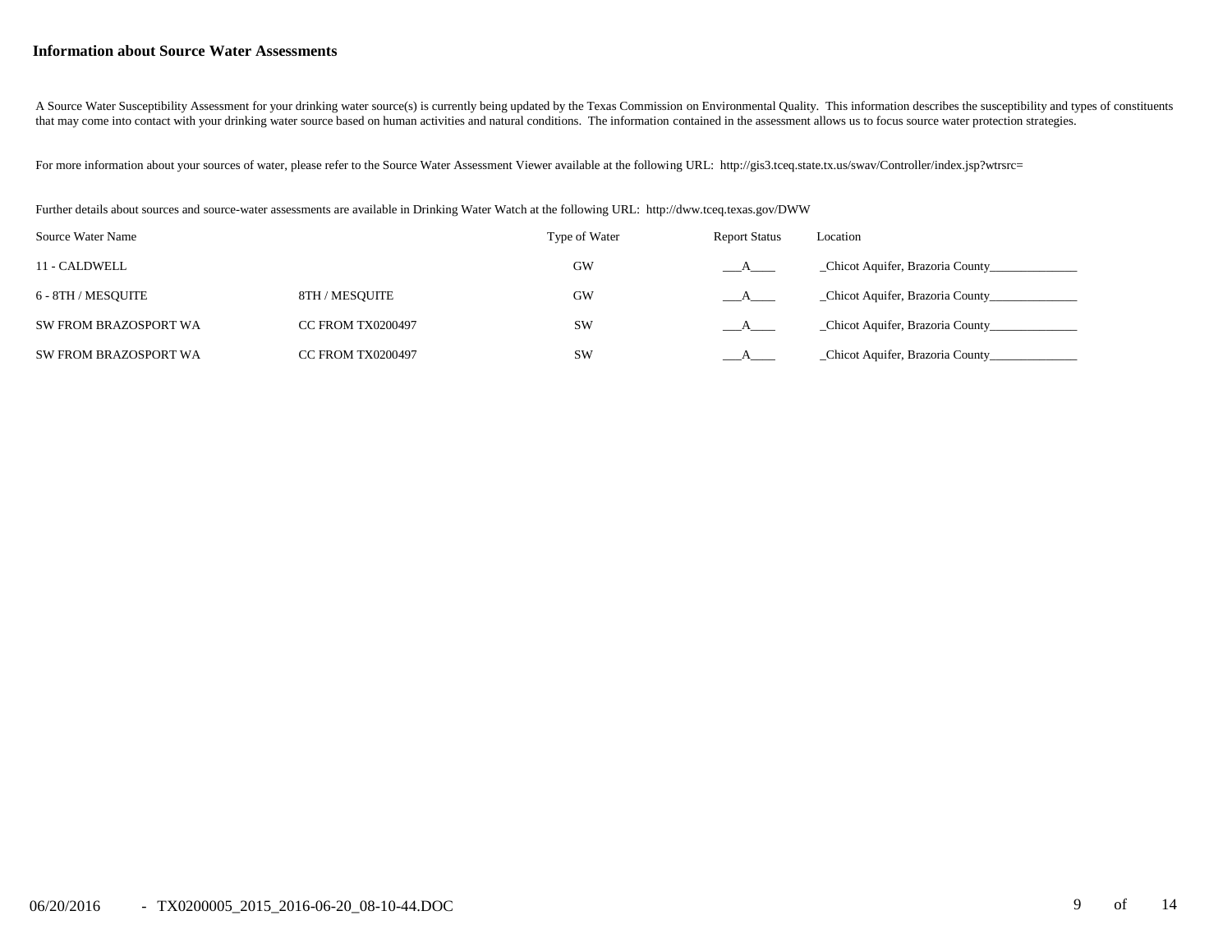**Information about Source Water Assessments**

A Source Water Susceptibility Assessment for your drinking water source(s) is currently being updated by the Texas Commission on Environmental Quality. This information describes the susceptibility and types of constituents that may come into contact with your drinking water source based on human activities and natural conditions. The information contained in the assessment allows us to focus source water protection strategies.

For more information about your sources of water, please refer to the Source Water Assessment Viewer available at the following URL: http://gis3.tceq.state.tx.us/swav/Controller/index.jsp?wtrsrc=

Further details about sources and source-water assessments are available in Drinking Water Watch at the following URL: http://dww.tceq.texas.gov/DWW

| Source Water Name | | Type of Water | Report Status | Location |
|---|---|---|---|---|
| 11 - CALDWELL | | GW | ___A____ | _Chicot Aquifer, Brazoria County______________ |
| 6 - 8TH / MESQUITE | 8TH / MESQUITE | GW | ___A____ | _Chicot Aquifer, Brazoria County______________ |
| SW FROM BRAZOSPORT WA | CC FROM TX0200497 | SW | ___A____ | _Chicot Aquifer, Brazoria County______________ |
| SW FROM BRAZOSPORT WA | CC FROM TX0200497 | SW | ___A____ | _Chicot Aquifer, Brazoria County______________ |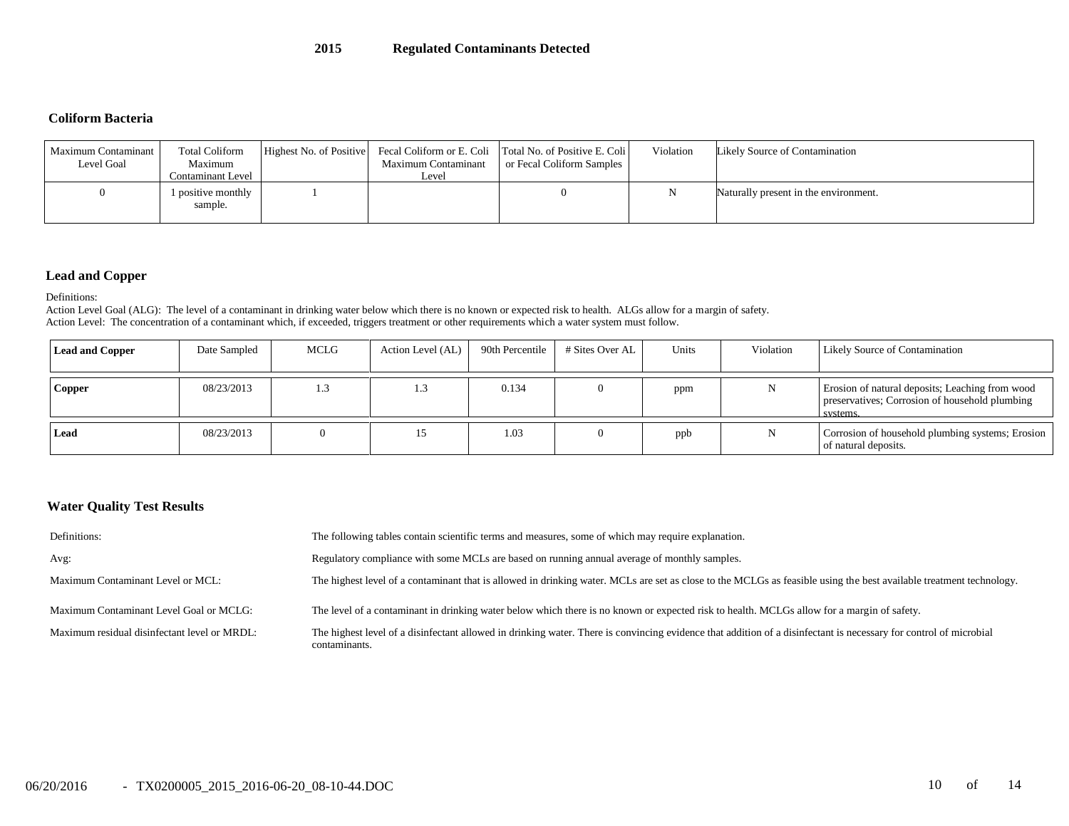# 2015 Regulated Contaminants Detected

## Coliform Bacteria

| Maximum Contaminant Level Goal | Total Coliform Maximum Contaminant Level | Highest No. of Positive | Fecal Coliform or E. Coli Maximum Contaminant Level | Total No. of Positive E. Coli or Fecal Coliform Samples | Violation | Likely Source of Contamination |
|---|---|---|---|---|---|---|
| 0 | 1 positive monthly sample. | 1 | | 0 | N | Naturally present in the environment. |

## Lead and Copper

Definitions:

Action Level Goal (ALG): The level of a contaminant in drinking water below which there is no known or expected risk to health. ALGs allow for a margin of safety.

Action Level: The concentration of a contaminant which, if exceeded, triggers treatment or other requirements which a water system must follow.

| **Lead and Copper** | Date Sampled | MCLG | Action Level (AL) | 90th Percentile | # Sites Over AL | Units | Violation | Likely Source of Contamination |
|---|---|---|---|---|---|---|---|---|
| **Copper** | 08/23/2013 | 1.3 | 1.3 | 0.134 | 0 | ppm | N | Erosion of natural deposits; Leaching from wood preservatives; Corrosion of household plumbing systems. |
| **Lead** | 08/23/2013 | 0 | 15 | 1.03 | 0 | ppb | N | Corrosion of household plumbing systems; Erosion of natural deposits. |

## Water Quality Test Results

| | |
|---|---|
| Definitions: | The following tables contain scientific terms and measures, some of which may require explanation. |
| Avg: | Regulatory compliance with some MCLs are based on running annual average of monthly samples. |
| Maximum Contaminant Level or MCL: | The highest level of a contaminant that is allowed in drinking water. MCLs are set as close to the MCLGs as feasible using the best available treatment technology. |
| Maximum Contaminant Level Goal or MCLG: | The level of a contaminant in drinking water below which there is no known or expected risk to health. MCLGs allow for a margin of safety. |
| Maximum residual disinfectant level or MRDL: | The highest level of a disinfectant allowed in drinking water. There is convincing evidence that addition of a disinfectant is necessary for control of microbial contaminants. |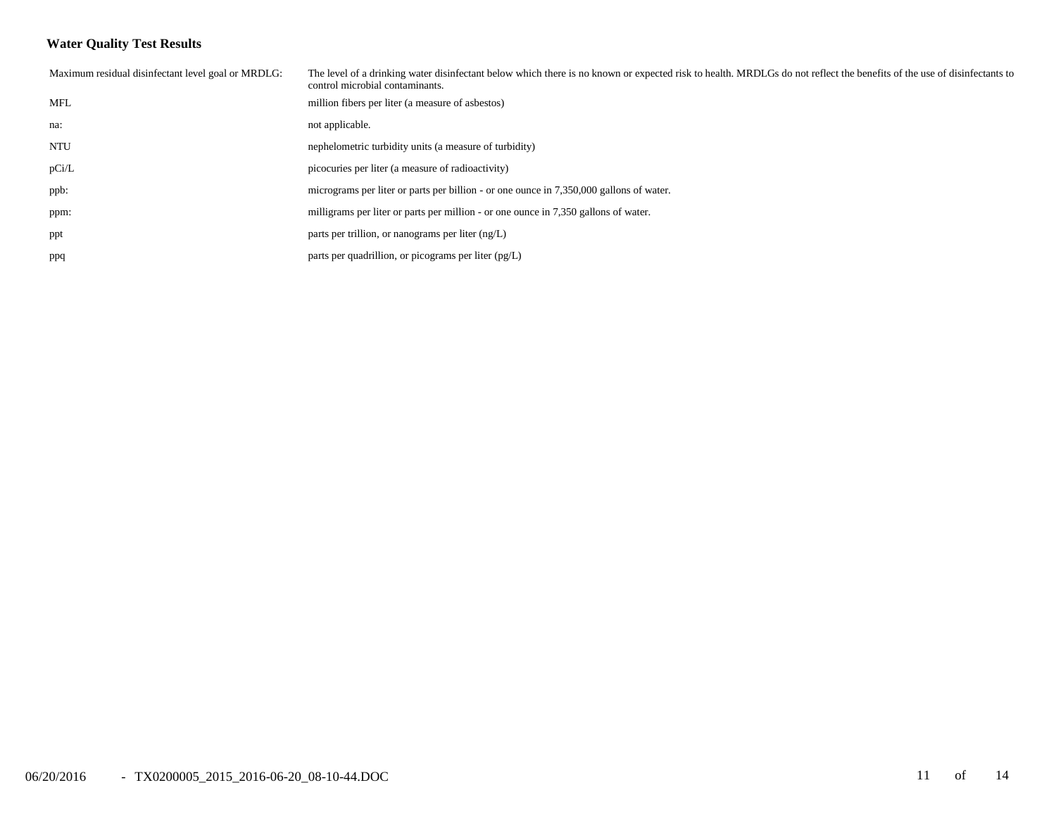## Water Quality Test Results

| | |
|---|---|
| Maximum residual disinfectant level goal or MRDLG: | The level of a drinking water disinfectant below which there is no known or expected risk to health. MRDLGs do not reflect the benefits of the use of disinfectants to control microbial contaminants. |
| MFL | million fibers per liter (a measure of asbestos) |
| na: | not applicable. |
| NTU | nephelometric turbidity units (a measure of turbidity) |
| pCi/L | picocuries per liter (a measure of radioactivity) |
| ppb: | micrograms per liter or parts per billion - or one ounce in 7,350,000 gallons of water. |
| ppm: | milligrams per liter or parts per million - or one ounce in 7,350 gallons of water. |
| ppt | parts per trillion, or nanograms per liter (ng/L) |
| ppq | parts per quadrillion, or picograms per liter (pg/L) |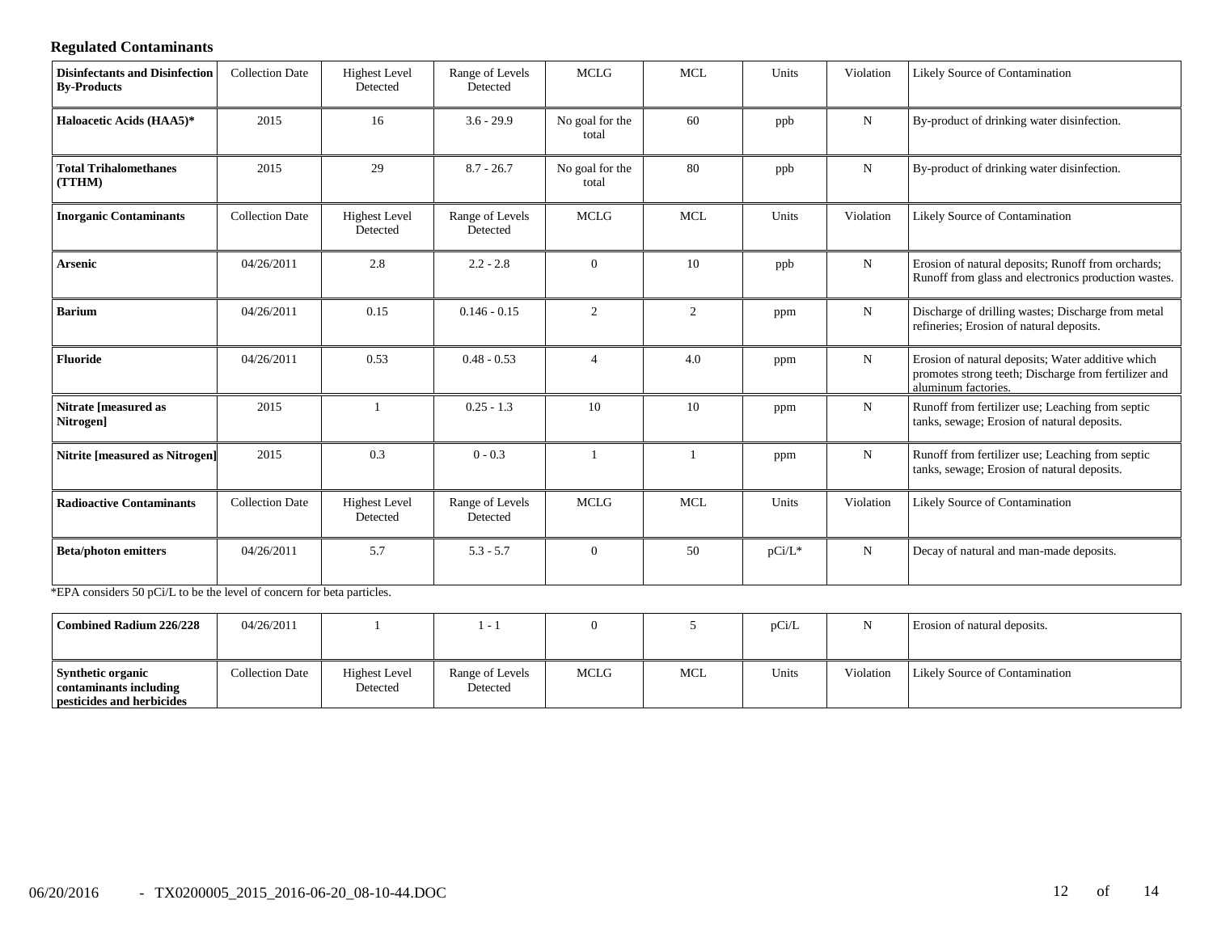### Regulated Contaminants

| Disinfectants and Disinfection By-Products | Collection Date | Highest Level Detected | Range of Levels Detected | MCLG | MCL | Units | Violation | Likely Source of Contamination |
|---|---|---|---|---|---|---|---|---|
| **Haloacetic Acids (HAA5)*** | 2015 | 16 | 3.6 - 29.9 | No goal for the total | 60 | ppb | N | By-product of drinking water disinfection. |
| **Total Trihalomethanes (TTHM)** | 2015 | 29 | 8.7 - 26.7 | No goal for the total | 80 | ppb | N | By-product of drinking water disinfection. |

| Inorganic Contaminants | Collection Date | Highest Level Detected | Range of Levels Detected | MCLG | MCL | Units | Violation | Likely Source of Contamination |
|---|---|---|---|---|---|---|---|---|
| **Arsenic** | 04/26/2011 | 2.8 | 2.2 - 2.8 | 0 | 10 | ppb | N | Erosion of natural deposits; Runoff from orchards; Runoff from glass and electronics production wastes. |
| **Barium** | 04/26/2011 | 0.15 | 0.146 - 0.15 | 2 | 2 | ppm | N | Discharge of drilling wastes; Discharge from metal refineries; Erosion of natural deposits. |
| **Fluoride** | 04/26/2011 | 0.53 | 0.48 - 0.53 | 4 | 4.0 | ppm | N | Erosion of natural deposits; Water additive which promotes strong teeth; Discharge from fertilizer and aluminum factories. |
| **Nitrate [measured as Nitrogen]** | 2015 | 1 | 0.25 - 1.3 | 10 | 10 | ppm | N | Runoff from fertilizer use; Leaching from septic tanks, sewage; Erosion of natural deposits. |
| **Nitrite [measured as Nitrogen]** | 2015 | 0.3 | 0 - 0.3 | 1 | 1 | ppm | N | Runoff from fertilizer use; Leaching from septic tanks, sewage; Erosion of natural deposits. |

| Radioactive Contaminants | Collection Date | Highest Level Detected | Range of Levels Detected | MCLG | MCL | Units | Violation | Likely Source of Contamination |
|---|---|---|---|---|---|---|---|---|
| **Beta/photon emitters** | 04/26/2011 | 5.7 | 5.3 - 5.7 | 0 | 50 | pCi/L* | N | Decay of natural and man-made deposits. |
| **Combined Radium 226/228** | 04/26/2011 | 1 | 1 - 1 | 0 | 5 | pCi/L | N | Erosion of natural deposits. |

*EPA considers 50 pCi/L to be the level of concern for beta particles.

| Synthetic organic contaminants including pesticides and herbicides | Collection Date | Highest Level Detected | Range of Levels Detected | MCLG | MCL | Units | Violation | Likely Source of Contamination |
|---|---|---|---|---|---|---|---|---|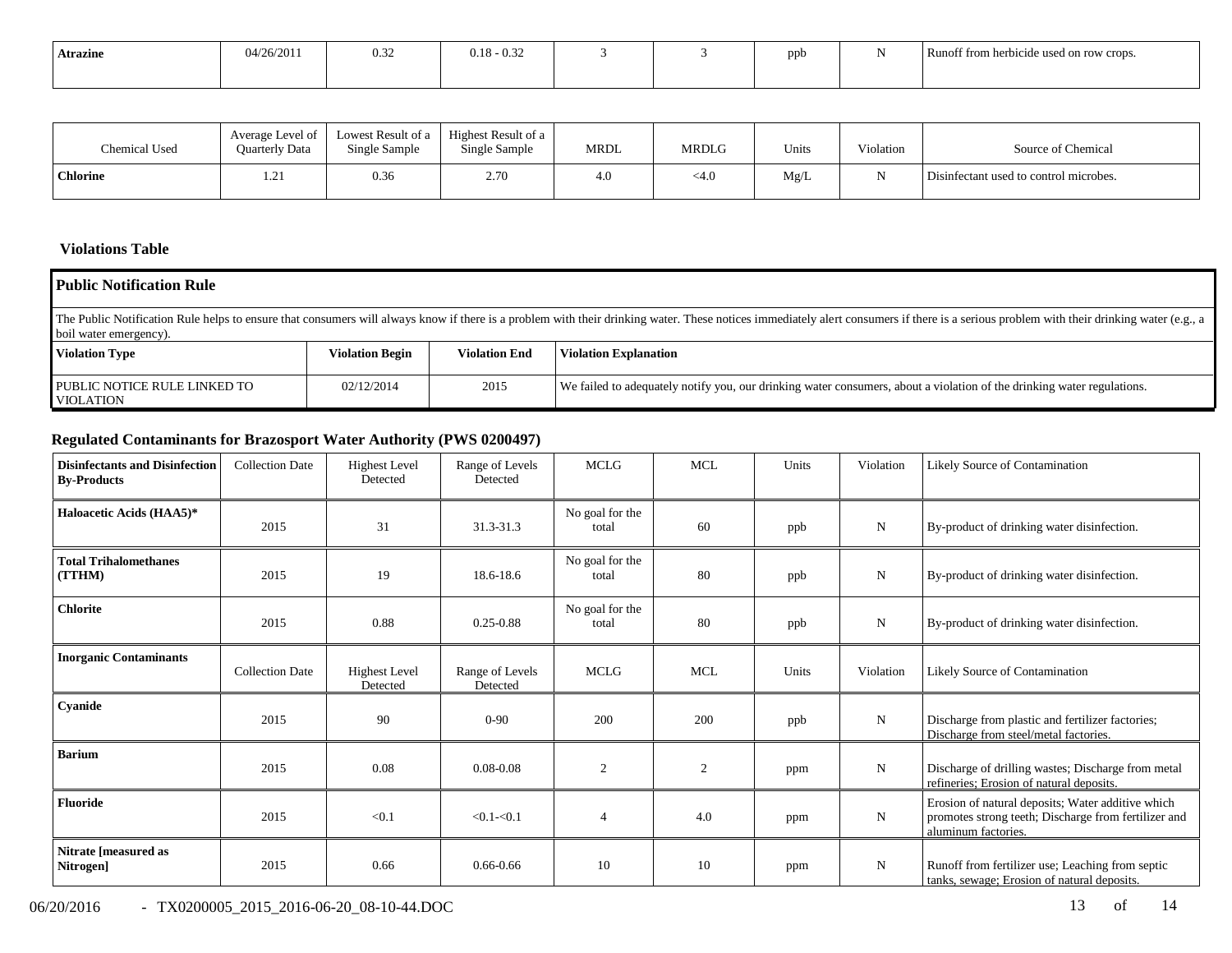| Atrazine | 04/26/2011 | 0.32 | 0.18 - 0.32 | 3 | 3 | ppb | N | Runoff from herbicide used on row crops. |
|---|---|---|---|---|---|---|---|---|

| Chemical Used | Average Level of Quarterly Data | Lowest Result of a Single Sample | Highest Result of a Single Sample | MRDL | MRDLG | Units | Violation | Source of Chemical |
|---|---|---|---|---|---|---|---|---|
| **Chlorine** | 1.21 | 0.36 | 2.70 | 4.0 | <4.0 | Mg/L | N | Disinfectant used to control microbes. |

### Violations Table

**Public Notification Rule**

The Public Notification Rule helps to ensure that consumers will always know if there is a problem with their drinking water. These notices immediately alert consumers if there is a serious problem with their drinking water (e.g., a boil water emergency).

| Violation Type | Violation Begin | Violation End | Violation Explanation |
|---|---|---|---|
| PUBLIC NOTICE RULE LINKED TO VIOLATION | 02/12/2014 | 2015 | We failed to adequately notify you, our drinking water consumers, about a violation of the drinking water regulations. |

### Regulated Contaminants for Brazosport Water Authority (PWS 0200497)

| **Disinfectants and Disinfection By-Products** | Collection Date | Highest Level Detected | Range of Levels Detected | MCLG | MCL | Units | Violation | Likely Source of Contamination |
|---|---|---|---|---|---|---|---|---|
| **Haloacetic Acids (HAA5)*** | 2015 | 31 | 31.3-31.3 | No goal for the total | 60 | ppb | N | By-product of drinking water disinfection. |
| **Total Trihalomethanes (TTHM)** | 2015 | 19 | 18.6-18.6 | No goal for the total | 80 | ppb | N | By-product of drinking water disinfection. |
| **Chlorite** | 2015 | 0.88 | 0.25-0.88 | No goal for the total | 80 | ppb | N | By-product of drinking water disinfection. |
| **Inorganic Contaminants** | Collection Date | Highest Level Detected | Range of Levels Detected | MCLG | MCL | Units | Violation | Likely Source of Contamination |
| **Cyanide** | 2015 | 90 | 0-90 | 200 | 200 | ppb | N | Discharge from plastic and fertilizer factories; Discharge from steel/metal factories. |
| **Barium** | 2015 | 0.08 | 0.08-0.08 | 2 | 2 | ppm | N | Discharge of drilling wastes; Discharge from metal refineries; Erosion of natural deposits. |
| **Fluoride** | 2015 | <0.1 | <0.1-<0.1 | 4 | 4.0 | ppm | N | Erosion of natural deposits; Water additive which promotes strong teeth; Discharge from fertilizer and aluminum factories. |
| **Nitrate [measured as Nitrogen]** | 2015 | 0.66 | 0.66-0.66 | 10 | 10 | ppm | N | Runoff from fertilizer use; Leaching from septic tanks, sewage; Erosion of natural deposits. |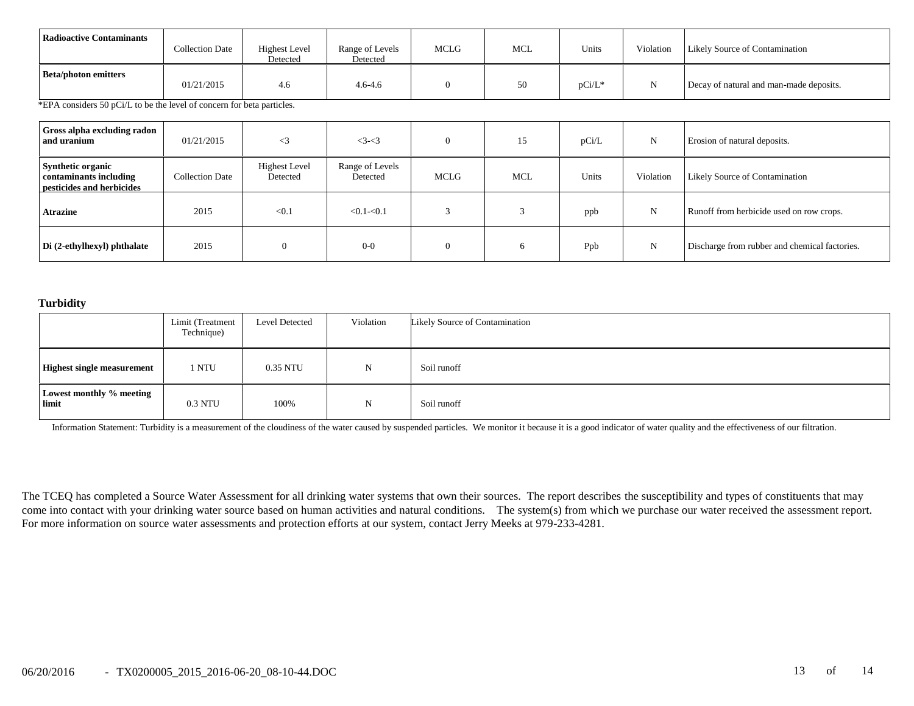| Radioactive Contaminants | Collection Date | Highest Level Detected | Range of Levels Detected | MCLG | MCL | Units | Violation | Likely Source of Contamination |
|---|---|---|---|---|---|---|---|---|
| Beta/photon emitters | 01/21/2015 | 4.6 | 4.6-4.6 | 0 | 50 | pCi/L* | N | Decay of natural and man-made deposits. |

*EPA considers 50 pCi/L to be the level of concern for beta particles.

| | | | | | | | | |
|---|---|---|---|---|---|---|---|---|
| Gross alpha excluding radon and uranium | 01/21/2015 | <3 | <3-<3 | 0 | 15 | pCi/L | N | Erosion of natural deposits. |

| Synthetic organic contaminants including pesticides and herbicides | Collection Date | Highest Level Detected | Range of Levels Detected | MCLG | MCL | Units | Violation | Likely Source of Contamination |
|---|---|---|---|---|---|---|---|---|
| Atrazine | 2015 | <0.1 | <0.1-<0.1 | 3 | 3 | ppb | N | Runoff from herbicide used on row crops. |
| Di (2-ethylhexyl) phthalate | 2015 | 0 | 0-0 | 0 | 6 | Ppb | N | Discharge from rubber and chemical factories. |

### Turbidity

| | Limit (Treatment Technique) | Level Detected | Violation | Likely Source of Contamination |
|---|---|---|---|---|
| Highest single measurement | 1 NTU | 0.35 NTU | N | Soil runoff |
| Lowest monthly % meeting limit | 0.3 NTU | 100% | N | Soil runoff |

Information Statement: Turbidity is a measurement of the cloudiness of the water caused by suspended particles. We monitor it because it is a good indicator of water quality and the effectiveness of our filtration.

The TCEQ has completed a Source Water Assessment for all drinking water systems that own their sources. The report describes the susceptibility and types of constituents that may come into contact with your drinking water source based on human activities and natural conditions. The system(s) from which we purchase our water received the assessment report. For more information on source water assessments and protection efforts at our system, contact Jerry Meeks at 979-233-4281.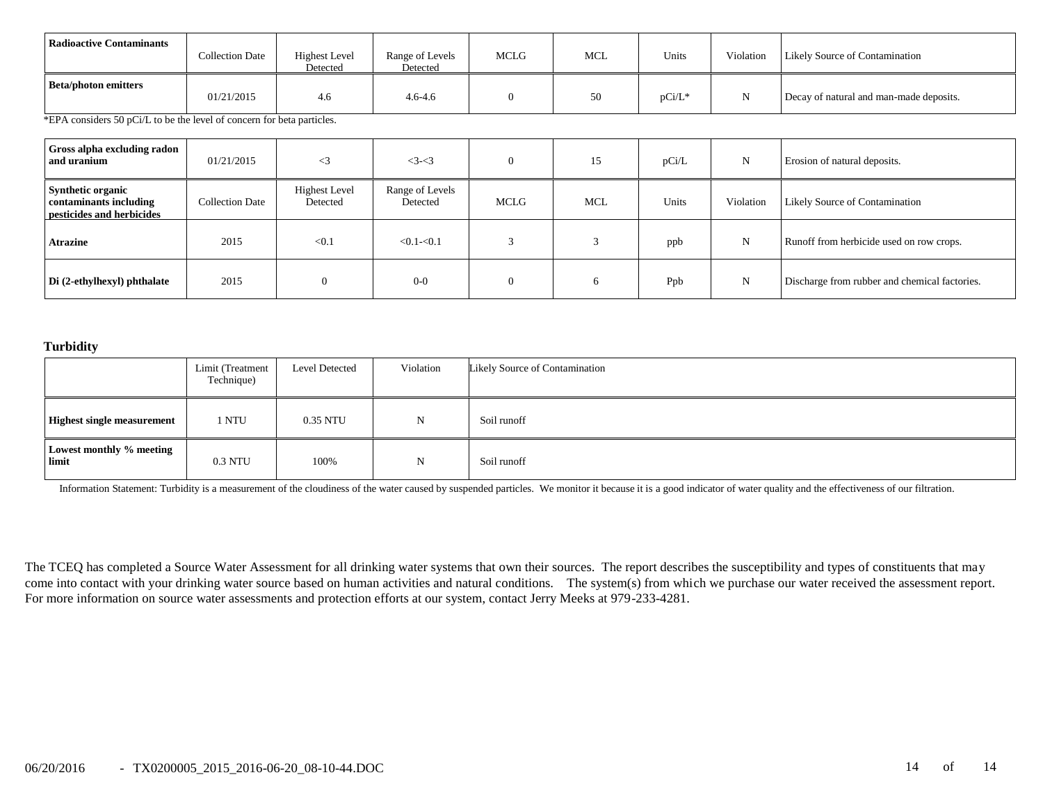| Radioactive Contaminants | Collection Date | Highest Level Detected | Range of Levels Detected | MCLG | MCL | Units | Violation | Likely Source of Contamination |
|---|---|---|---|---|---|---|---|---|
| **Beta/photon emitters** | 01/21/2015 | 4.6 | 4.6-4.6 | 0 | 50 | pCi/L* | N | Decay of natural and man-made deposits. |

*EPA considers 50 pCi/L to be the level of concern for beta particles.

| | | | | | | | | |
|---|---|---|---|---|---|---|---|---|
| **Gross alpha excluding radon and uranium** | 01/21/2015 | <3 | <3-<3 | 0 | 15 | pCi/L | N | Erosion of natural deposits. |
| **Synthetic organic contaminants including pesticides and herbicides** | Collection Date | Highest Level Detected | Range of Levels Detected | MCLG | MCL | Units | Violation | Likely Source of Contamination |
| **Atrazine** | 2015 | <0.1 | <0.1-<0.1 | 3 | 3 | ppb | N | Runoff from herbicide used on row crops. |
| **Di (2-ethylhexyl) phthalate** | 2015 | 0 | 0-0 | 0 | 6 | Ppb | N | Discharge from rubber and chemical factories. |

### Turbidity

| | Limit (Treatment Technique) | Level Detected | Violation | Likely Source of Contamination |
|---|---|---|---|---|
| **Highest single measurement** | 1 NTU | 0.35 NTU | N | Soil runoff |
| **Lowest monthly % meeting limit** | 0.3 NTU | 100% | N | Soil runoff |

Information Statement: Turbidity is a measurement of the cloudiness of the water caused by suspended particles. We monitor it because it is a good indicator of water quality and the effectiveness of our filtration.

The TCEQ has completed a Source Water Assessment for all drinking water systems that own their sources. The report describes the susceptibility and types of constituents that may come into contact with your drinking water source based on human activities and natural conditions. The system(s) from which we purchase our water received the assessment report. For more information on source water assessments and protection efforts at our system, contact Jerry Meeks at 979-233-4281.